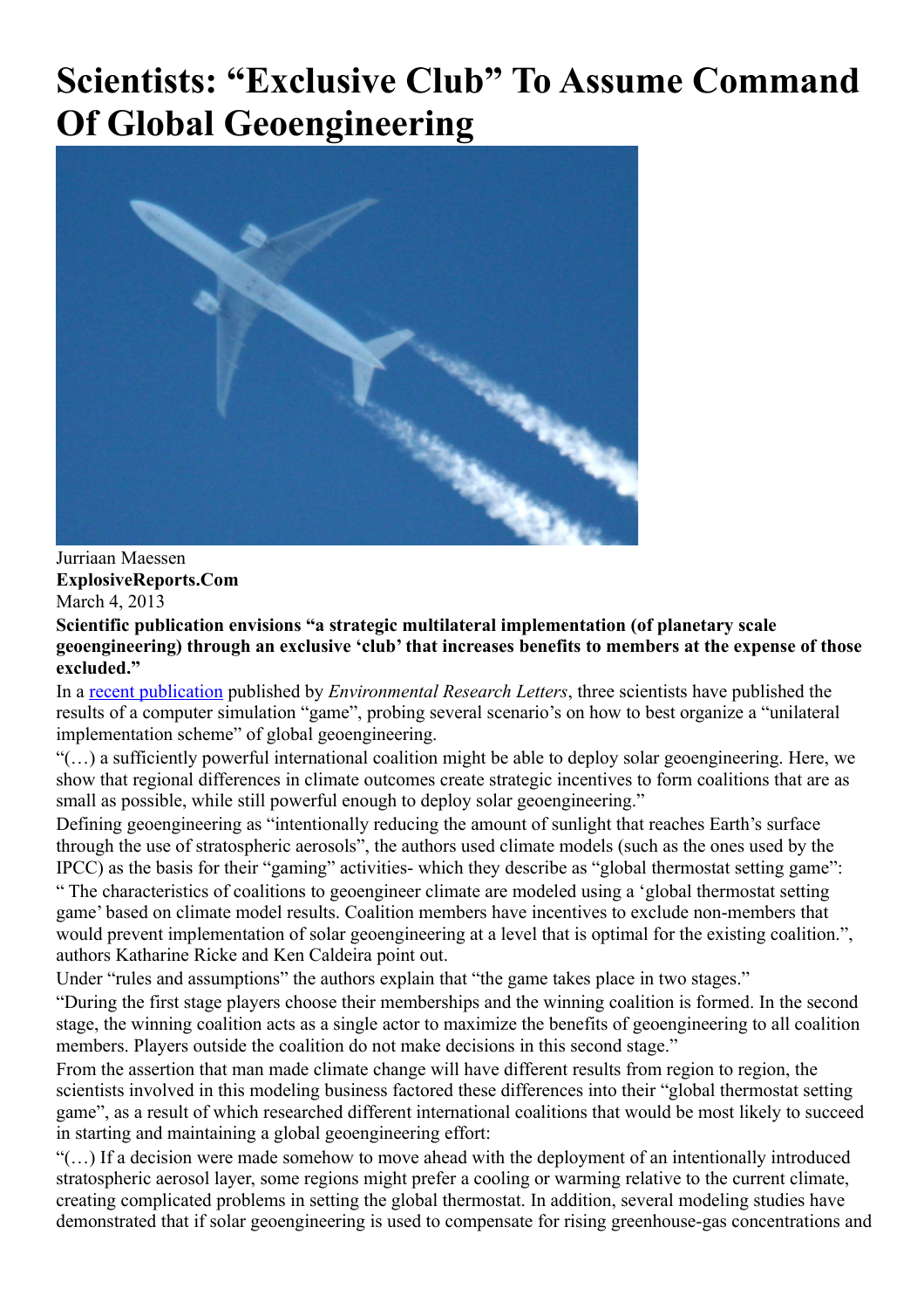# Scientists: "Exclusive Club" To Assume Command Of Global Geoengineering

Jurriaan Maessen
**ExplosiveReports.Com**
March 4, 2013

**Scientific publication envisions "a strategic multilateral implementation (of planetary scale geoengineering) through an exclusive 'club' that increases benefits to members at the expense of those excluded."**

In a [recent publication](#) published by *Environmental Research Letters*, three scientists have published the results of a computer simulation "game", probing several scenario's on how to best organize a "unilateral implementation scheme" of global geoengineering.

"(…) a sufficiently powerful international coalition might be able to deploy solar geoengineering. Here, we show that regional differences in climate outcomes create strategic incentives to form coalitions that are as small as possible, while still powerful enough to deploy solar geoengineering."

Defining geoengineering as "intentionally reducing the amount of sunlight that reaches Earth's surface through the use of stratospheric aerosols", the authors used climate models (such as the ones used by the IPCC) as the basis for their "gaming" activities- which they describe as "global thermostat setting game":

" The characteristics of coalitions to geoengineer climate are modeled using a 'global thermostat setting game' based on climate model results. Coalition members have incentives to exclude non-members that would prevent implementation of solar geoengineering at a level that is optimal for the existing coalition.", authors Katharine Ricke and Ken Caldeira point out.

Under "rules and assumptions" the authors explain that "the game takes place in two stages."

"During the first stage players choose their memberships and the winning coalition is formed. In the second stage, the winning coalition acts as a single actor to maximize the benefits of geoengineering to all coalition members. Players outside the coalition do not make decisions in this second stage."

From the assertion that man made climate change will have different results from region to region, the scientists involved in this modeling business factored these differences into their "global thermostat setting game", as a result of which researched different international coalitions that would be most likely to succeed in starting and maintaining a global geoengineering effort:

"(…) If a decision were made somehow to move ahead with the deployment of an intentionally introduced stratospheric aerosol layer, some regions might prefer a cooling or warming relative to the current climate, creating complicated problems in setting the global thermostat. In addition, several modeling studies have demonstrated that if solar geoengineering is used to compensate for rising greenhouse-gas concentrations and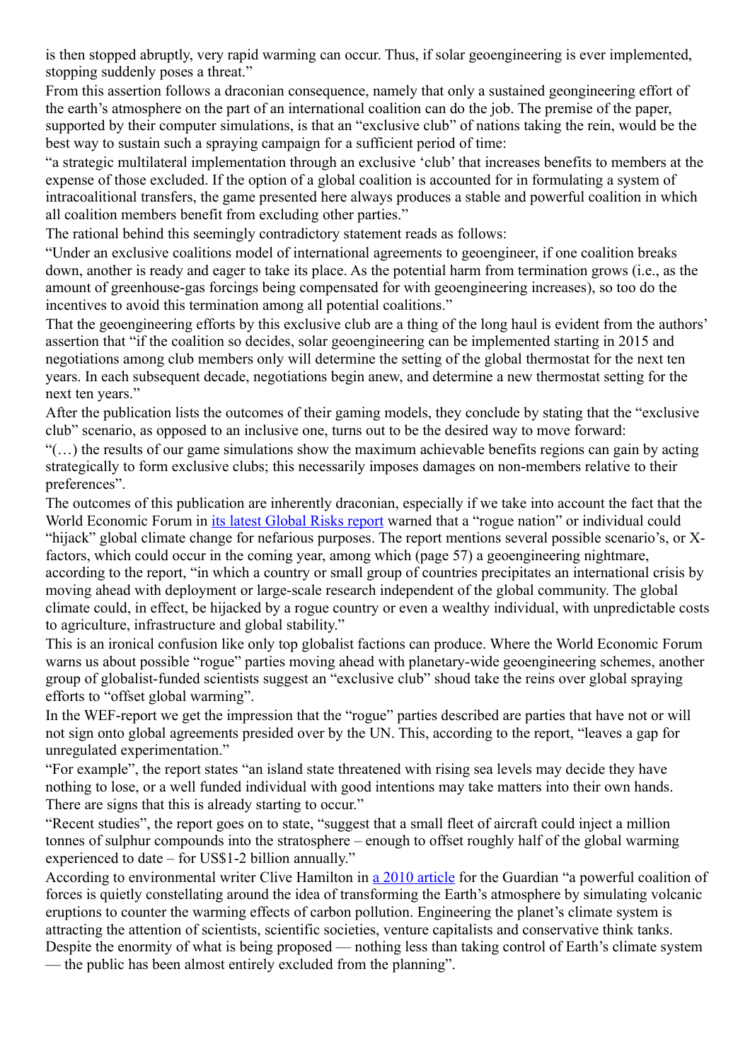is then stopped abruptly, very rapid warming can occur. Thus, if solar geoengineering is ever implemented, stopping suddenly poses a threat."

From this assertion follows a draconian consequence, namely that only a sustained geongineering effort of the earth's atmosphere on the part of an international coalition can do the job. The premise of the paper, supported by their computer simulations, is that an "exclusive club" of nations taking the rein, would be the best way to sustain such a spraying campaign for a sufficient period of time:

"a strategic multilateral implementation through an exclusive 'club' that increases benefits to members at the expense of those excluded. If the option of a global coalition is accounted for in formulating a system of intracoalitional transfers, the game presented here always produces a stable and powerful coalition in which all coalition members benefit from excluding other parties."

The rational behind this seemingly contradictory statement reads as follows:

"Under an exclusive coalitions model of international agreements to geoengineer, if one coalition breaks down, another is ready and eager to take its place. As the potential harm from termination grows (i.e., as the amount of greenhouse-gas forcings being compensated for with geoengineering increases), so too do the incentives to avoid this termination among all potential coalitions."

That the geoengineering efforts by this exclusive club are a thing of the long haul is evident from the authors' assertion that "if the coalition so decides, solar geoengineering can be implemented starting in 2015 and negotiations among club members only will determine the setting of the global thermostat for the next ten years. In each subsequent decade, negotiations begin anew, and determine a new thermostat setting for the next ten years."

After the publication lists the outcomes of their gaming models, they conclude by stating that the "exclusive club" scenario, as opposed to an inclusive one, turns out to be the desired way to move forward:

"(…) the results of our game simulations show the maximum achievable benefits regions can gain by acting strategically to form exclusive clubs; this necessarily imposes damages on non-members relative to their preferences".

The outcomes of this publication are inherently draconian, especially if we take into account the fact that the World Economic Forum in [its latest Global Risks report] warned that a "rogue nation" or individual could "hijack" global climate change for nefarious purposes. The report mentions several possible scenario's, or X-factors, which could occur in the coming year, among which (page 57) a geoengineering nightmare, according to the report, "in which a country or small group of countries precipitates an international crisis by moving ahead with deployment or large-scale research independent of the global community. The global climate could, in effect, be hijacked by a rogue country or even a wealthy individual, with unpredictable costs to agriculture, infrastructure and global stability."

This is an ironical confusion like only top globalist factions can produce. Where the World Economic Forum warns us about possible "rogue" parties moving ahead with planetary-wide geoengineering schemes, another group of globalist-funded scientists suggest an "exclusive club" shoud take the reins over global spraying efforts to "offset global warming".

In the WEF-report we get the impression that the "rogue" parties described are parties that have not or will not sign onto global agreements presided over by the UN. This, according to the report, "leaves a gap for unregulated experimentation."

"For example", the report states "an island state threatened with rising sea levels may decide they have nothing to lose, or a well funded individual with good intentions may take matters into their own hands. There are signs that this is already starting to occur."

"Recent studies", the report goes on to state, "suggest that a small fleet of aircraft could inject a million tonnes of sulphur compounds into the stratosphere – enough to offset roughly half of the global warming experienced to date – for US$1-2 billion annually."

According to environmental writer Clive Hamilton in [a 2010 article] for the Guardian "a powerful coalition of forces is quietly constellating around the idea of transforming the Earth's atmosphere by simulating volcanic eruptions to counter the warming effects of carbon pollution. Engineering the planet's climate system is attracting the attention of scientists, scientific societies, venture capitalists and conservative think tanks. Despite the enormity of what is being proposed — nothing less than taking control of Earth's climate system — the public has been almost entirely excluded from the planning".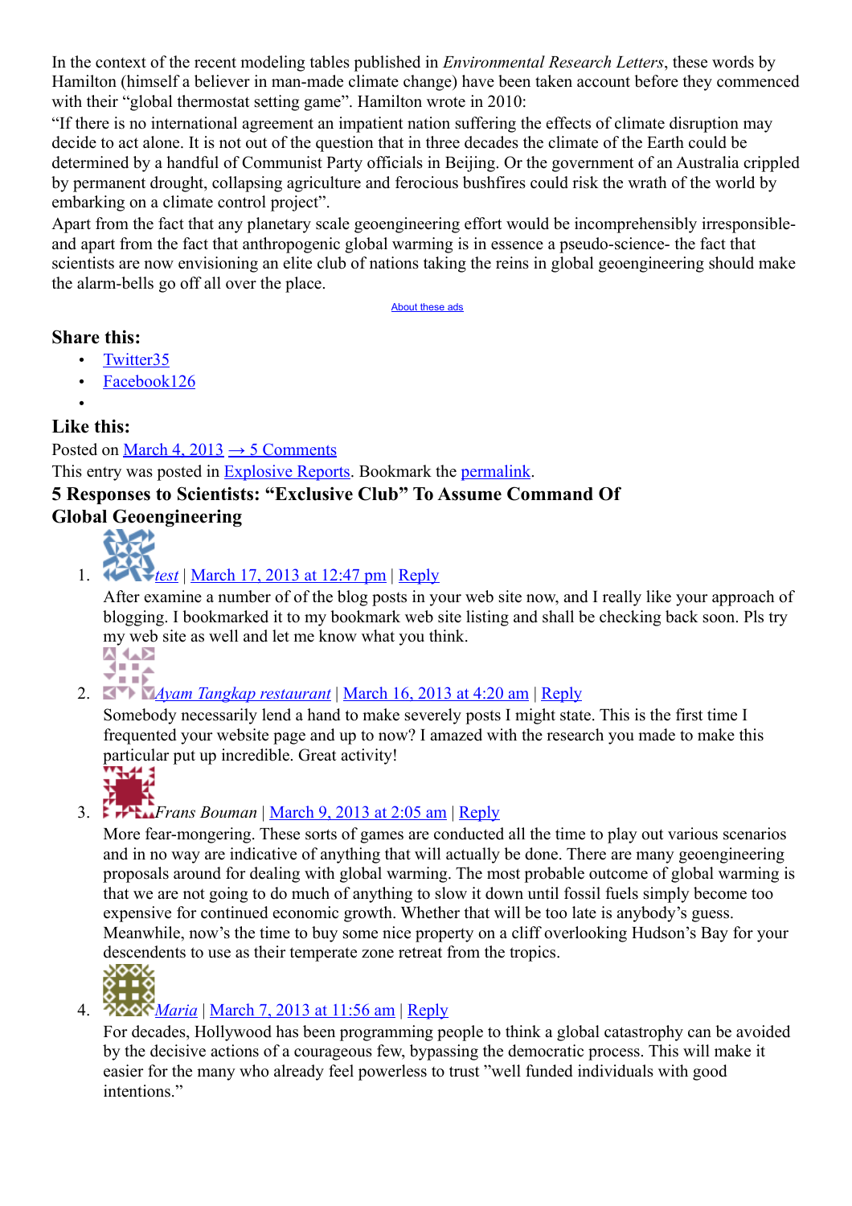In the context of the recent modeling tables published in *Environmental Research Letters*, these words by Hamilton (himself a believer in man-made climate change) have been taken account before they commenced with their "global thermostat setting game". Hamilton wrote in 2010:

"If there is no international agreement an impatient nation suffering the effects of climate disruption may decide to act alone. It is not out of the question that in three decades the climate of the Earth could be determined by a handful of Communist Party officials in Beijing. Or the government of an Australia crippled by permanent drought, collapsing agriculture and ferocious bushfires could risk the wrath of the world by embarking on a climate control project".

Apart from the fact that any planetary scale geoengineering effort would be incomprehensibly irresponsible- and apart from the fact that anthropogenic global warming is in essence a pseudo-science- the fact that scientists are now envisioning an elite club of nations taking the reins in global geoengineering should make the alarm-bells go off all over the place.

About these ads

### Share this:

- Twitter35
- Facebook126
-

### Like this:

Posted on March 4, 2013 → 5 Comments

This entry was posted in Explosive Reports. Bookmark the permalink.

### 5 Responses to Scientists: "Exclusive Club" To Assume Command Of Global Geoengineering

1. *test* | March 17, 2013 at 12:47 pm | Reply

   After examine a number of of the blog posts in your web site now, and I really like your approach of blogging. I bookmarked it to my bookmark web site listing and shall be checking back soon. Pls try my web site as well and let me know what you think.

2. *Ayam Tangkap restaurant* | March 16, 2013 at 4:20 am | Reply

   Somebody necessarily lend a hand to make severely posts I might state. This is the first time I frequented your website page and up to now? I amazed with the research you made to make this particular put up incredible. Great activity!

3. *Frans Bouman* | March 9, 2013 at 2:05 am | Reply

   More fear-mongering. These sorts of games are conducted all the time to play out various scenarios and in no way are indicative of anything that will actually be done. There are many geoengineering proposals around for dealing with global warming. The most probable outcome of global warming is that we are not going to do much of anything to slow it down until fossil fuels simply become too expensive for continued economic growth. Whether that will be too late is anybody's guess. Meanwhile, now's the time to buy some nice property on a cliff overlooking Hudson's Bay for your descendents to use as their temperate zone retreat from the tropics.

4. *Maria* | March 7, 2013 at 11:56 am | Reply

   For decades, Hollywood has been programming people to think a global catastrophy can be avoided by the decisive actions of a courageous few, bypassing the democratic process. This will make it easier for the many who already feel powerless to trust "well funded individuals with good intentions."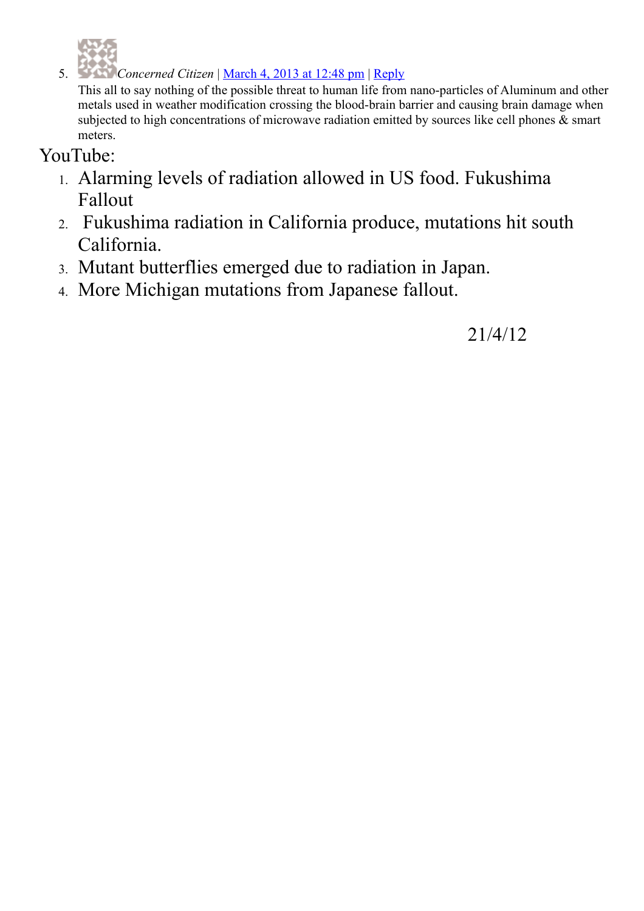5. *Concerned Citizen* | [March 4, 2013 at 12:48 pm]() | [Reply]()

   This all to say nothing of the possible threat to human life from nano-particles of Aluminum and other metals used in weather modification crossing the blood-brain barrier and causing brain damage when subjected to high concentrations of microwave radiation emitted by sources like cell phones & smart meters.

YouTube:

1. Alarming levels of radiation allowed in US food. Fukushima Fallout
2. Fukushima radiation in California produce, mutations hit south California.
3. Mutant butterflies emerged due to radiation in Japan.
4. More Michigan mutations from Japanese fallout.

21/4/12